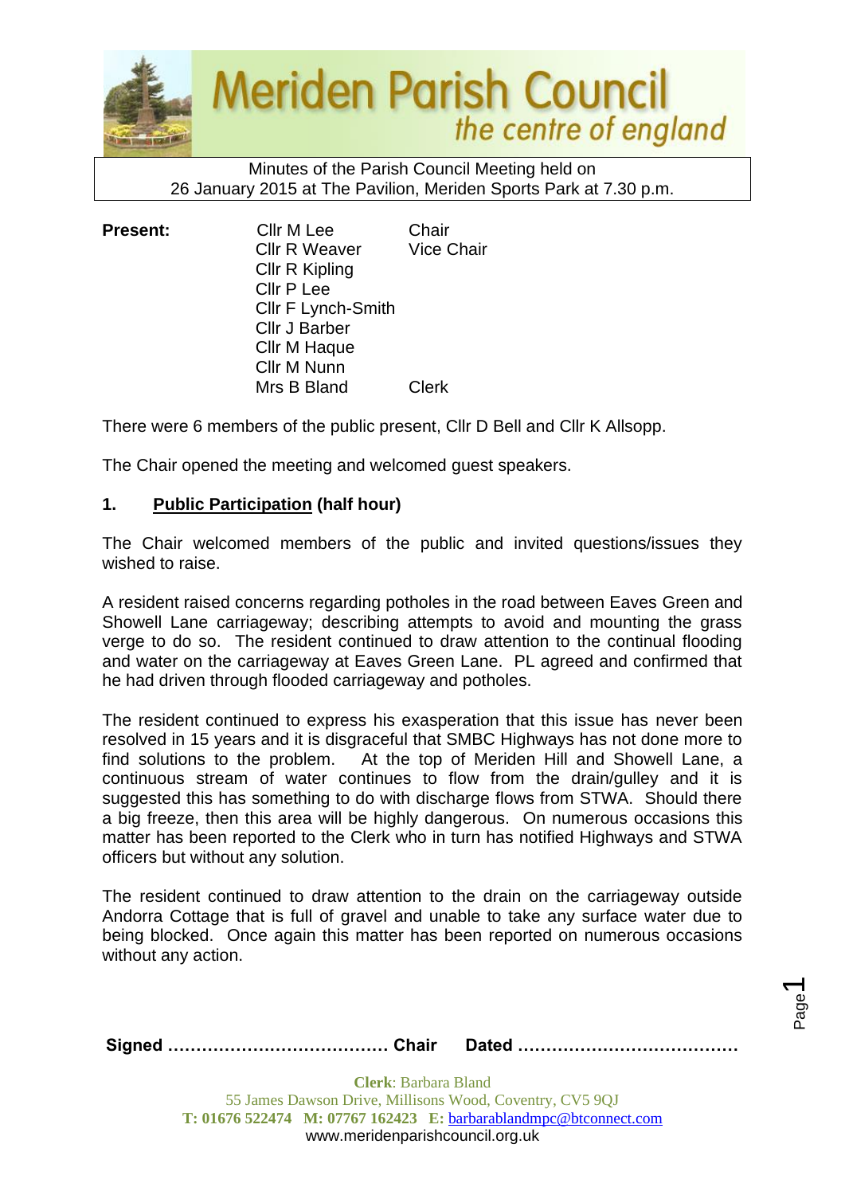# Meriden Parish Council
*the centre of england*

Minutes of the Parish Council Meeting held on
26 January 2015 at The Pavilion, Meriden Sports Park at 7.30 p.m.

| **Present:** | Cllr M Lee | Chair |
|---|---|---|
| | Cllr R Weaver | Vice Chair |
| | Cllr R Kipling | |
| | Cllr P Lee | |
| | Cllr F Lynch-Smith | |
| | Cllr J Barber | |
| | Cllr M Haque | |
| | Cllr M Nunn | |
| | Mrs B Bland | Clerk |

There were 6 members of the public present, Cllr D Bell and Cllr K Allsopp.

The Chair opened the meeting and welcomed guest speakers.

## 1. Public Participation (half hour)

The Chair welcomed members of the public and invited questions/issues they wished to raise.

A resident raised concerns regarding potholes in the road between Eaves Green and Showell Lane carriageway; describing attempts to avoid and mounting the grass verge to do so. The resident continued to draw attention to the continual flooding and water on the carriageway at Eaves Green Lane. PL agreed and confirmed that he had driven through flooded carriageway and potholes.

The resident continued to express his exasperation that this issue has never been resolved in 15 years and it is disgraceful that SMBC Highways has not done more to find solutions to the problem. At the top of Meriden Hill and Showell Lane, a continuous stream of water continues to flow from the drain/gulley and it is suggested this has something to do with discharge flows from STWA. Should there a big freeze, then this area will be highly dangerous. On numerous occasions this matter has been reported to the Clerk who in turn has notified Highways and STWA officers but without any solution.

The resident continued to draw attention to the drain on the carriageway outside Andorra Cottage that is full of gravel and unable to take any surface water due to being blocked. Once again this matter has been reported on numerous occasions without any action.

**Signed ………………………………… Chair Dated …………………………………**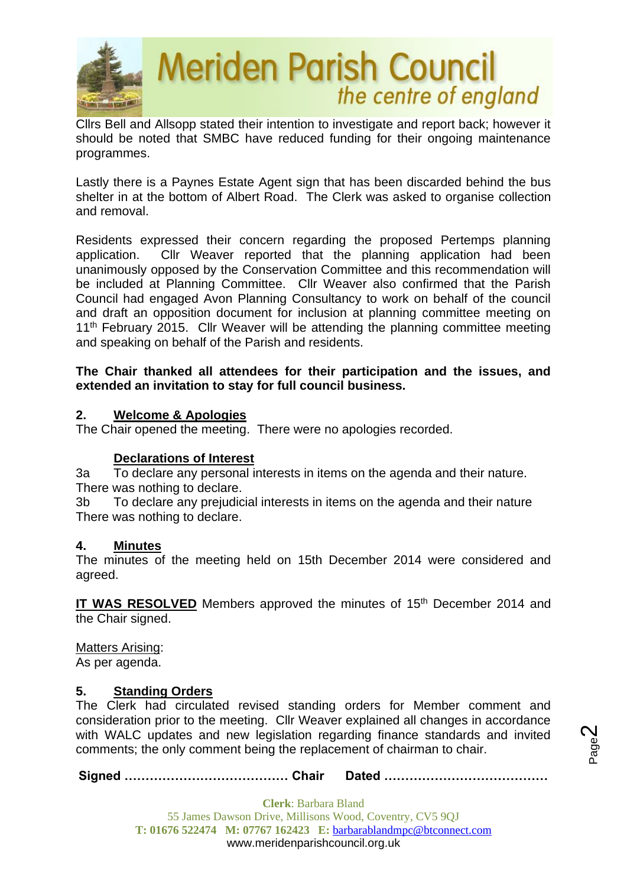Cllrs Bell and Allsopp stated their intention to investigate and report back; however it should be noted that SMBC have reduced funding for their ongoing maintenance programmes.

Lastly there is a Paynes Estate Agent sign that has been discarded behind the bus shelter in at the bottom of Albert Road. The Clerk was asked to organise collection and removal.

Residents expressed their concern regarding the proposed Pertemps planning application. Cllr Weaver reported that the planning application had been unanimously opposed by the Conservation Committee and this recommendation will be included at Planning Committee. Cllr Weaver also confirmed that the Parish Council had engaged Avon Planning Consultancy to work on behalf of the council and draft an opposition document for inclusion at planning committee meeting on 11th February 2015. Cllr Weaver will be attending the planning committee meeting and speaking on behalf of the Parish and residents.

**The Chair thanked all attendees for their participation and the issues, and extended an invitation to stay for full council business.**

## 2. Welcome & Apologies

The Chair opened the meeting. There were no apologies recorded.

## Declarations of Interest

3a To declare any personal interests in items on the agenda and their nature.
There was nothing to declare.

3b To declare any prejudicial interests in items on the agenda and their nature
There was nothing to declare.

## 4. Minutes

The minutes of the meeting held on 15th December 2014 were considered and agreed.

**IT WAS RESOLVED** Members approved the minutes of 15th December 2014 and the Chair signed.

Matters Arising:
As per agenda.

## 5. Standing Orders

The Clerk had circulated revised standing orders for Member comment and consideration prior to the meeting. Cllr Weaver explained all changes in accordance with WALC updates and new legislation regarding finance standards and invited comments; the only comment being the replacement of chairman to chair.

**Signed ………………………………… Chair Dated …………………………………**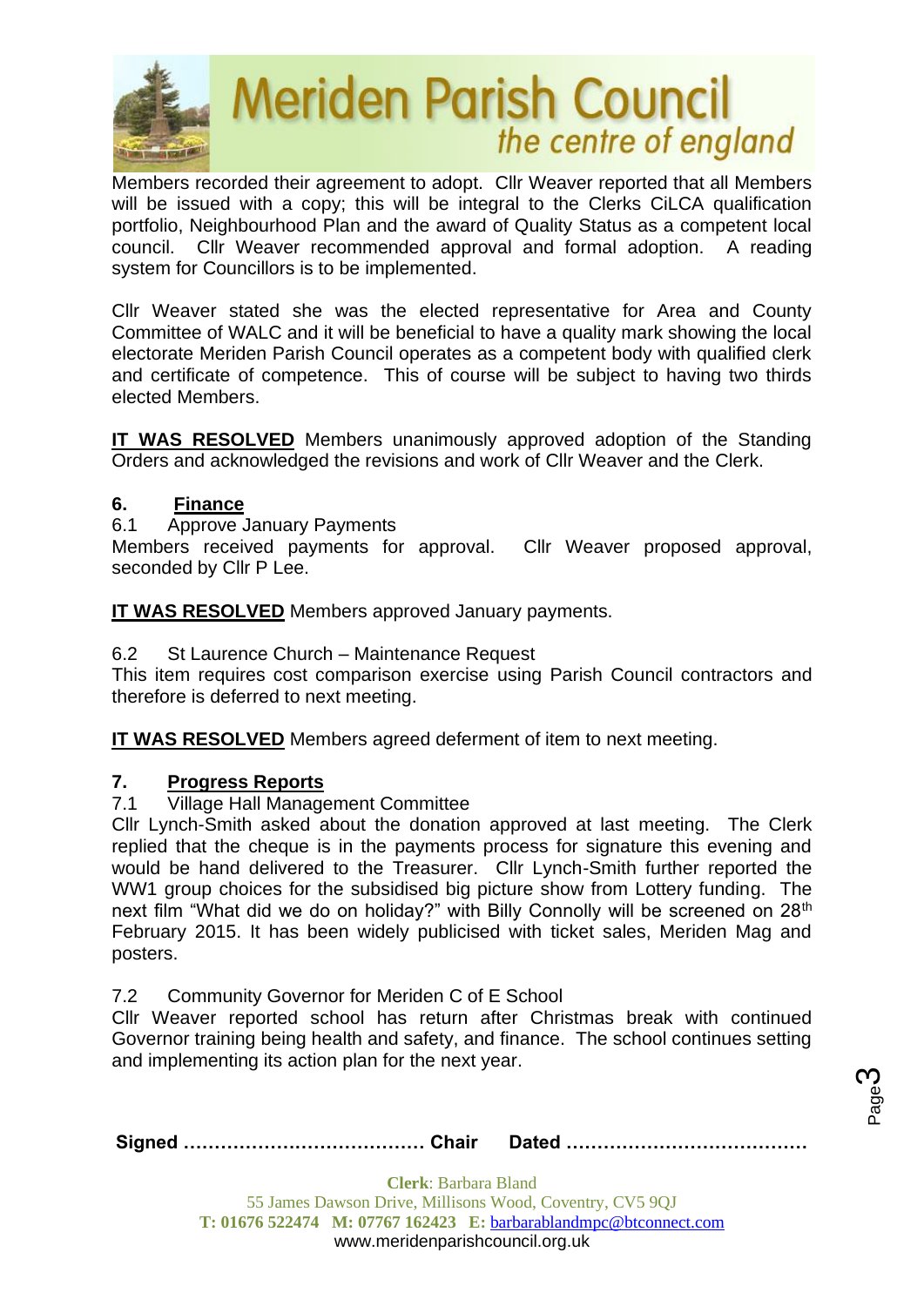Members recorded their agreement to adopt. Cllr Weaver reported that all Members will be issued with a copy; this will be integral to the Clerks CiLCA qualification portfolio, Neighbourhood Plan and the award of Quality Status as a competent local council. Cllr Weaver recommended approval and formal adoption. A reading system for Councillors is to be implemented.

Cllr Weaver stated she was the elected representative for Area and County Committee of WALC and it will be beneficial to have a quality mark showing the local electorate Meriden Parish Council operates as a competent body with qualified clerk and certificate of competence. This of course will be subject to having two thirds elected Members.

**IT WAS RESOLVED** Members unanimously approved adoption of the Standing Orders and acknowledged the revisions and work of Cllr Weaver and the Clerk.

## 6. Finance

6.1 Approve January Payments

Members received payments for approval. Cllr Weaver proposed approval, seconded by Cllr P Lee.

**IT WAS RESOLVED** Members approved January payments.

6.2 St Laurence Church – Maintenance Request

This item requires cost comparison exercise using Parish Council contractors and therefore is deferred to next meeting.

**IT WAS RESOLVED** Members agreed deferment of item to next meeting.

## 7. Progress Reports

7.1 Village Hall Management Committee

Cllr Lynch-Smith asked about the donation approved at last meeting. The Clerk replied that the cheque is in the payments process for signature this evening and would be hand delivered to the Treasurer. Cllr Lynch-Smith further reported the WW1 group choices for the subsidised big picture show from Lottery funding. The next film "What did we do on holiday?" with Billy Connolly will be screened on 28th February 2015. It has been widely publicised with ticket sales, Meriden Mag and posters.

7.2 Community Governor for Meriden C of E School

Cllr Weaver reported school has return after Christmas break with continued Governor training being health and safety, and finance. The school continues setting and implementing its action plan for the next year.

**Signed ………………………………… Chair Dated …………………………………**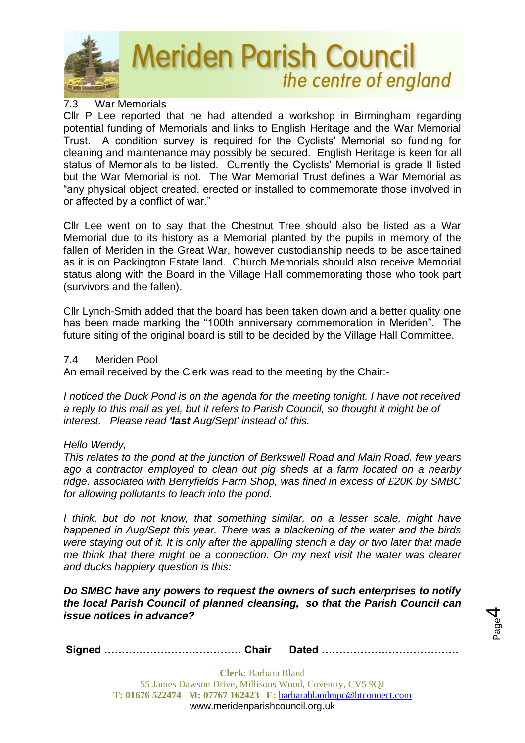7.3 War Memorials

Cllr P Lee reported that he had attended a workshop in Birmingham regarding potential funding of Memorials and links to English Heritage and the War Memorial Trust. A condition survey is required for the Cyclists' Memorial so funding for cleaning and maintenance may possibly be secured. English Heritage is keen for all status of Memorials to be listed. Currently the Cyclists' Memorial is grade II listed but the War Memorial is not. The War Memorial Trust defines a War Memorial as "any physical object created, erected or installed to commemorate those involved in or affected by a conflict of war."

Cllr Lee went on to say that the Chestnut Tree should also be listed as a War Memorial due to its history as a Memorial planted by the pupils in memory of the fallen of Meriden in the Great War, however custodianship needs to be ascertained as it is on Packington Estate land. Church Memorials should also receive Memorial status along with the Board in the Village Hall commemorating those who took part (survivors and the fallen).

Cllr Lynch-Smith added that the board has been taken down and a better quality one has been made marking the "100th anniversary commemoration in Meriden". The future siting of the original board is still to be decided by the Village Hall Committee.

7.4 Meriden Pool

An email received by the Clerk was read to the meeting by the Chair:-

*I noticed the Duck Pond is on the agenda for the meeting tonight. I have not received a reply to this mail as yet, but it refers to Parish Council, so thought it might be of interest. Please read **'last** Aug/Sept' instead of this.*

*Hello Wendy,*

*This relates to the pond at the junction of Berkswell Road and Main Road. few years ago a contractor employed to clean out pig sheds at a farm located on a nearby ridge, associated with Berryfields Farm Shop, was fined in excess of £20K by SMBC for allowing pollutants to leach into the pond.*

*I think, but do not know, that something similar, on a lesser scale, might have happened in Aug/Sept this year. There was a blackening of the water and the birds were staying out of it. It is only after the appalling stench a day or two later that made me think that there might be a connection. On my next visit the water was clearer and ducks happiery question is this:*

***Do SMBC have any powers to request the owners of such enterprises to notify the local Parish Council of planned cleansing, so that the Parish Council can issue notices in advance?***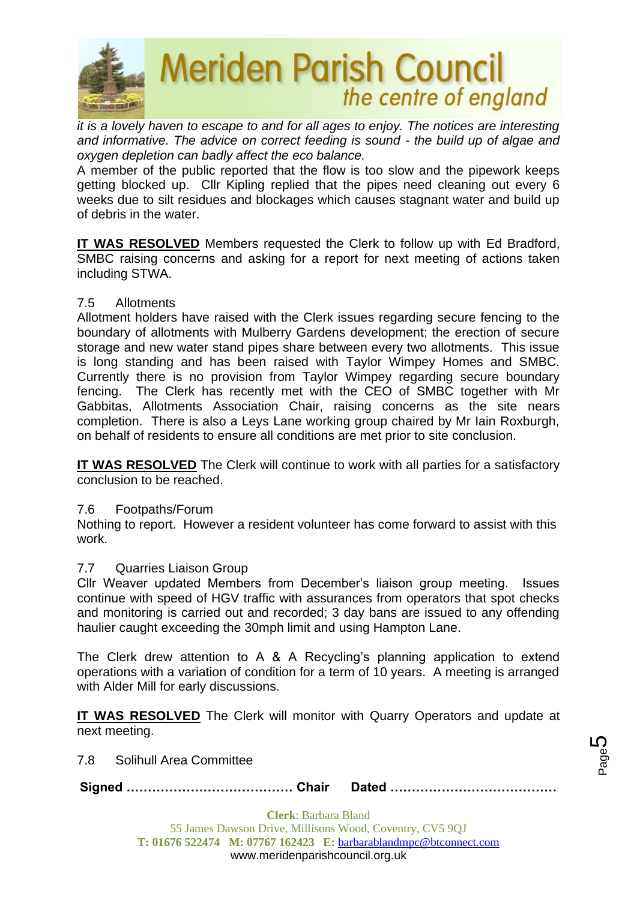*it is a lovely haven to escape to and for all ages to enjoy. The notices are interesting and informative. The advice on correct feeding is sound - the build up of algae and oxygen depletion can badly affect the eco balance.*

A member of the public reported that the flow is too slow and the pipework keeps getting blocked up. Cllr Kipling replied that the pipes need cleaning out every 6 weeks due to silt residues and blockages which causes stagnant water and build up of debris in the water.

**IT WAS RESOLVED** Members requested the Clerk to follow up with Ed Bradford, SMBC raising concerns and asking for a report for next meeting of actions taken including STWA.

7.5 Allotments

Allotment holders have raised with the Clerk issues regarding secure fencing to the boundary of allotments with Mulberry Gardens development; the erection of secure storage and new water stand pipes share between every two allotments. This issue is long standing and has been raised with Taylor Wimpey Homes and SMBC. Currently there is no provision from Taylor Wimpey regarding secure boundary fencing. The Clerk has recently met with the CEO of SMBC together with Mr Gabbitas, Allotments Association Chair, raising concerns as the site nears completion. There is also a Leys Lane working group chaired by Mr Iain Roxburgh, on behalf of residents to ensure all conditions are met prior to site conclusion.

**IT WAS RESOLVED** The Clerk will continue to work with all parties for a satisfactory conclusion to be reached.

7.6 Footpaths/Forum

Nothing to report. However a resident volunteer has come forward to assist with this work.

7.7 Quarries Liaison Group

Cllr Weaver updated Members from December's liaison group meeting. Issues continue with speed of HGV traffic with assurances from operators that spot checks and monitoring is carried out and recorded; 3 day bans are issued to any offending haulier caught exceeding the 30mph limit and using Hampton Lane.

The Clerk drew attention to A & A Recycling's planning application to extend operations with a variation of condition for a term of 10 years. A meeting is arranged with Alder Mill for early discussions.

**IT WAS RESOLVED** The Clerk will monitor with Quarry Operators and update at next meeting.

7.8 Solihull Area Committee

**Signed ………………………………… Chair Dated …………………………………**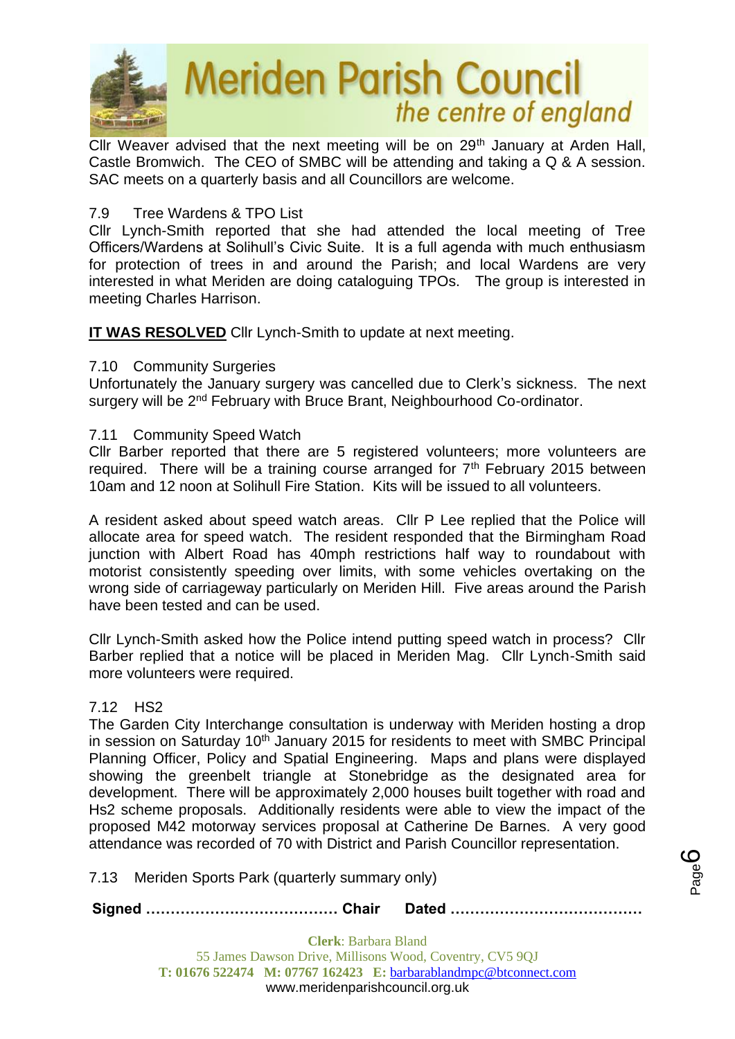Cllr Weaver advised that the next meeting will be on 29th January at Arden Hall, Castle Bromwich. The CEO of SMBC will be attending and taking a Q & A session. SAC meets on a quarterly basis and all Councillors are welcome.

7.9 Tree Wardens & TPO List

Cllr Lynch-Smith reported that she had attended the local meeting of Tree Officers/Wardens at Solihull's Civic Suite. It is a full agenda with much enthusiasm for protection of trees in and around the Parish; and local Wardens are very interested in what Meriden are doing cataloguing TPOs. The group is interested in meeting Charles Harrison.

**IT WAS RESOLVED** Cllr Lynch-Smith to update at next meeting.

7.10 Community Surgeries

Unfortunately the January surgery was cancelled due to Clerk's sickness. The next surgery will be 2nd February with Bruce Brant, Neighbourhood Co-ordinator.

7.11 Community Speed Watch

Cllr Barber reported that there are 5 registered volunteers; more volunteers are required. There will be a training course arranged for 7th February 2015 between 10am and 12 noon at Solihull Fire Station. Kits will be issued to all volunteers.

A resident asked about speed watch areas. Cllr P Lee replied that the Police will allocate area for speed watch. The resident responded that the Birmingham Road junction with Albert Road has 40mph restrictions half way to roundabout with motorist consistently speeding over limits, with some vehicles overtaking on the wrong side of carriageway particularly on Meriden Hill. Five areas around the Parish have been tested and can be used.

Cllr Lynch-Smith asked how the Police intend putting speed watch in process? Cllr Barber replied that a notice will be placed in Meriden Mag. Cllr Lynch-Smith said more volunteers were required.

7.12 HS2

The Garden City Interchange consultation is underway with Meriden hosting a drop in session on Saturday 10th January 2015 for residents to meet with SMBC Principal Planning Officer, Policy and Spatial Engineering. Maps and plans were displayed showing the greenbelt triangle at Stonebridge as the designated area for development. There will be approximately 2,000 houses built together with road and Hs2 scheme proposals. Additionally residents were able to view the impact of the proposed M42 motorway services proposal at Catherine De Barnes. A very good attendance was recorded of 70 with District and Parish Councillor representation.

7.13 Meriden Sports Park (quarterly summary only)

**Signed ………………………………… Chair Dated …………………………………**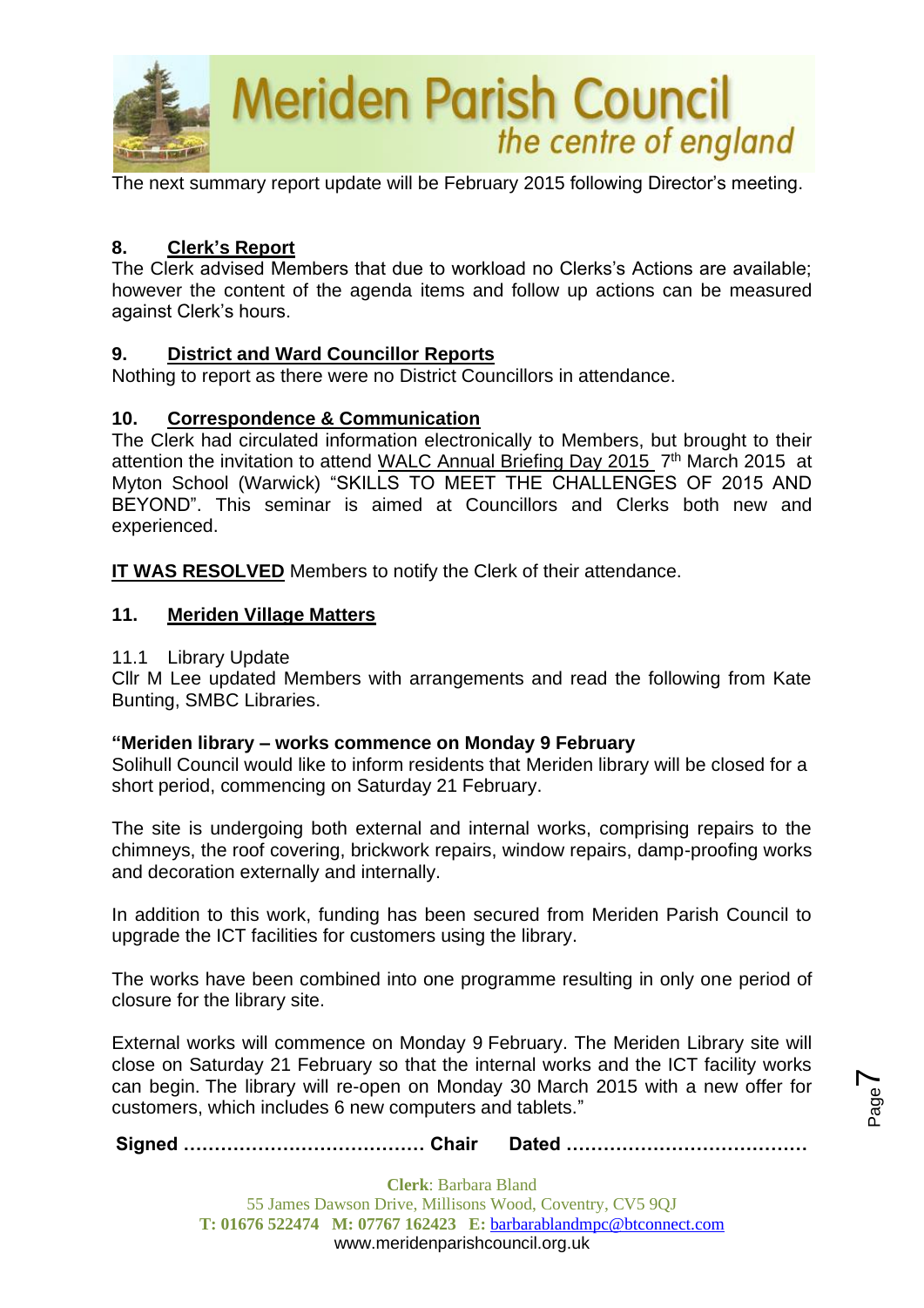The next summary report update will be February 2015 following Director's meeting.

## 8. Clerk's Report

The Clerk advised Members that due to workload no Clerks's Actions are available; however the content of the agenda items and follow up actions can be measured against Clerk's hours.

## 9. District and Ward Councillor Reports

Nothing to report as there were no District Councillors in attendance.

## 10. Correspondence & Communication

The Clerk had circulated information electronically to Members, but brought to their attention the invitation to attend WALC Annual Briefing Day 2015 7th March 2015 at Myton School (Warwick) "SKILLS TO MEET THE CHALLENGES OF 2015 AND BEYOND". This seminar is aimed at Councillors and Clerks both new and experienced.

**IT WAS RESOLVED** Members to notify the Clerk of their attendance.

## 11. Meriden Village Matters

11.1 Library Update

Cllr M Lee updated Members with arrangements and read the following from Kate Bunting, SMBC Libraries.

**"Meriden library – works commence on Monday 9 February**

Solihull Council would like to inform residents that Meriden library will be closed for a short period, commencing on Saturday 21 February.

The site is undergoing both external and internal works, comprising repairs to the chimneys, the roof covering, brickwork repairs, window repairs, damp-proofing works and decoration externally and internally.

In addition to this work, funding has been secured from Meriden Parish Council to upgrade the ICT facilities for customers using the library.

The works have been combined into one programme resulting in only one period of closure for the library site.

External works will commence on Monday 9 February. The Meriden Library site will close on Saturday 21 February so that the internal works and the ICT facility works can begin. The library will re-open on Monday 30 March 2015 with a new offer for customers, which includes 6 new computers and tablets."

**Signed ………………………………… Chair Dated …………………………………**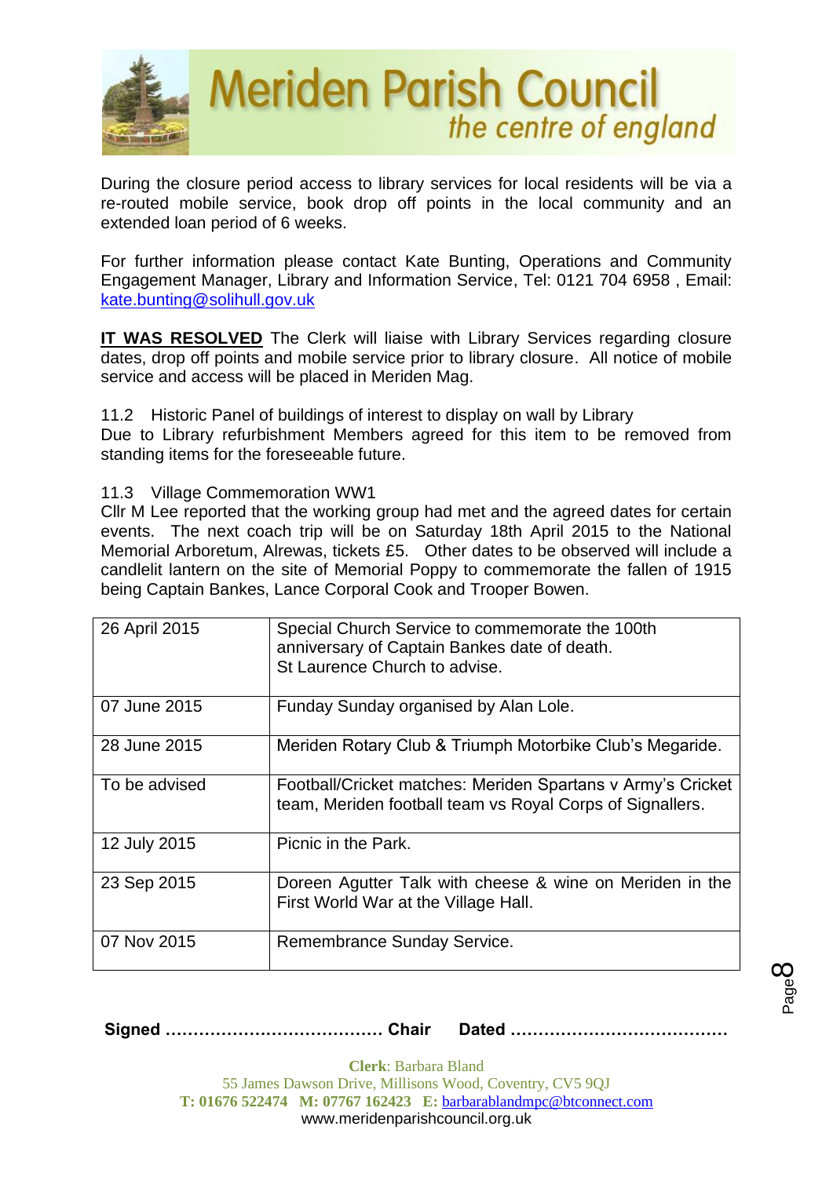During the closure period access to library services for local residents will be via a re-routed mobile service, book drop off points in the local community and an extended loan period of 6 weeks.

For further information please contact Kate Bunting, Operations and Community Engagement Manager, Library and Information Service, Tel: 0121 704 6958 , Email: kate.bunting@solihull.gov.uk

**IT WAS RESOLVED** The Clerk will liaise with Library Services regarding closure dates, drop off points and mobile service prior to library closure. All notice of mobile service and access will be placed in Meriden Mag.

11.2 Historic Panel of buildings of interest to display on wall by Library
Due to Library refurbishment Members agreed for this item to be removed from standing items for the foreseeable future.

11.3 Village Commemoration WW1
Cllr M Lee reported that the working group had met and the agreed dates for certain events. The next coach trip will be on Saturday 18th April 2015 to the National Memorial Arboretum, Alrewas, tickets £5. Other dates to be observed will include a candlelit lantern on the site of Memorial Poppy to commemorate the fallen of 1915 being Captain Bankes, Lance Corporal Cook and Trooper Bowen.

| | |
|---|---|
| 26 April 2015 | Special Church Service to commemorate the 100th anniversary of Captain Bankes date of death. St Laurence Church to advise. |
| 07 June 2015 | Funday Sunday organised by Alan Lole. |
| 28 June 2015 | Meriden Rotary Club & Triumph Motorbike Club's Megaride. |
| To be advised | Football/Cricket matches: Meriden Spartans v Army's Cricket team, Meriden football team vs Royal Corps of Signallers. |
| 12 July 2015 | Picnic in the Park. |
| 23 Sep 2015 | Doreen Agutter Talk with cheese & wine on Meriden in the First World War at the Village Hall. |
| 07 Nov 2015 | Remembrance Sunday Service. |

**Signed ………………………………… Chair Dated …………………………………**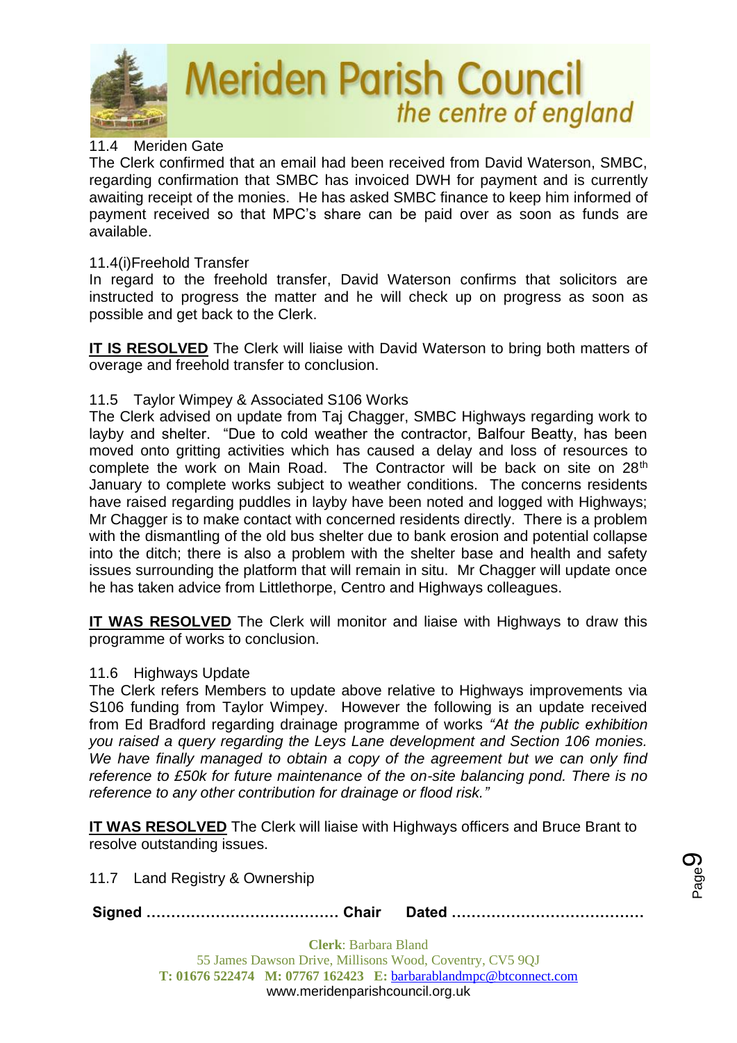11.4 Meriden Gate

The Clerk confirmed that an email had been received from David Waterson, SMBC, regarding confirmation that SMBC has invoiced DWH for payment and is currently awaiting receipt of the monies. He has asked SMBC finance to keep him informed of payment received so that MPC's share can be paid over as soon as funds are available.

11.4(i)Freehold Transfer

In regard to the freehold transfer, David Waterson confirms that solicitors are instructed to progress the matter and he will check up on progress as soon as possible and get back to the Clerk.

**IT IS RESOLVED** The Clerk will liaise with David Waterson to bring both matters of overage and freehold transfer to conclusion.

11.5 Taylor Wimpey & Associated S106 Works

The Clerk advised on update from Taj Chagger, SMBC Highways regarding work to layby and shelter. "Due to cold weather the contractor, Balfour Beatty, has been moved onto gritting activities which has caused a delay and loss of resources to complete the work on Main Road. The Contractor will be back on site on 28th January to complete works subject to weather conditions. The concerns residents have raised regarding puddles in layby have been noted and logged with Highways; Mr Chagger is to make contact with concerned residents directly. There is a problem with the dismantling of the old bus shelter due to bank erosion and potential collapse into the ditch; there is also a problem with the shelter base and health and safety issues surrounding the platform that will remain in situ. Mr Chagger will update once he has taken advice from Littlethorpe, Centro and Highways colleagues.

**IT WAS RESOLVED** The Clerk will monitor and liaise with Highways to draw this programme of works to conclusion.

11.6 Highways Update

The Clerk refers Members to update above relative to Highways improvements via S106 funding from Taylor Wimpey. However the following is an update received from Ed Bradford regarding drainage programme of works *"At the public exhibition you raised a query regarding the Leys Lane development and Section 106 monies. We have finally managed to obtain a copy of the agreement but we can only find reference to £50k for future maintenance of the on-site balancing pond. There is no reference to any other contribution for drainage or flood risk."*

**IT WAS RESOLVED** The Clerk will liaise with Highways officers and Bruce Brant to resolve outstanding issues.

11.7 Land Registry & Ownership

**Signed ………………………………… Chair Dated …………………………………**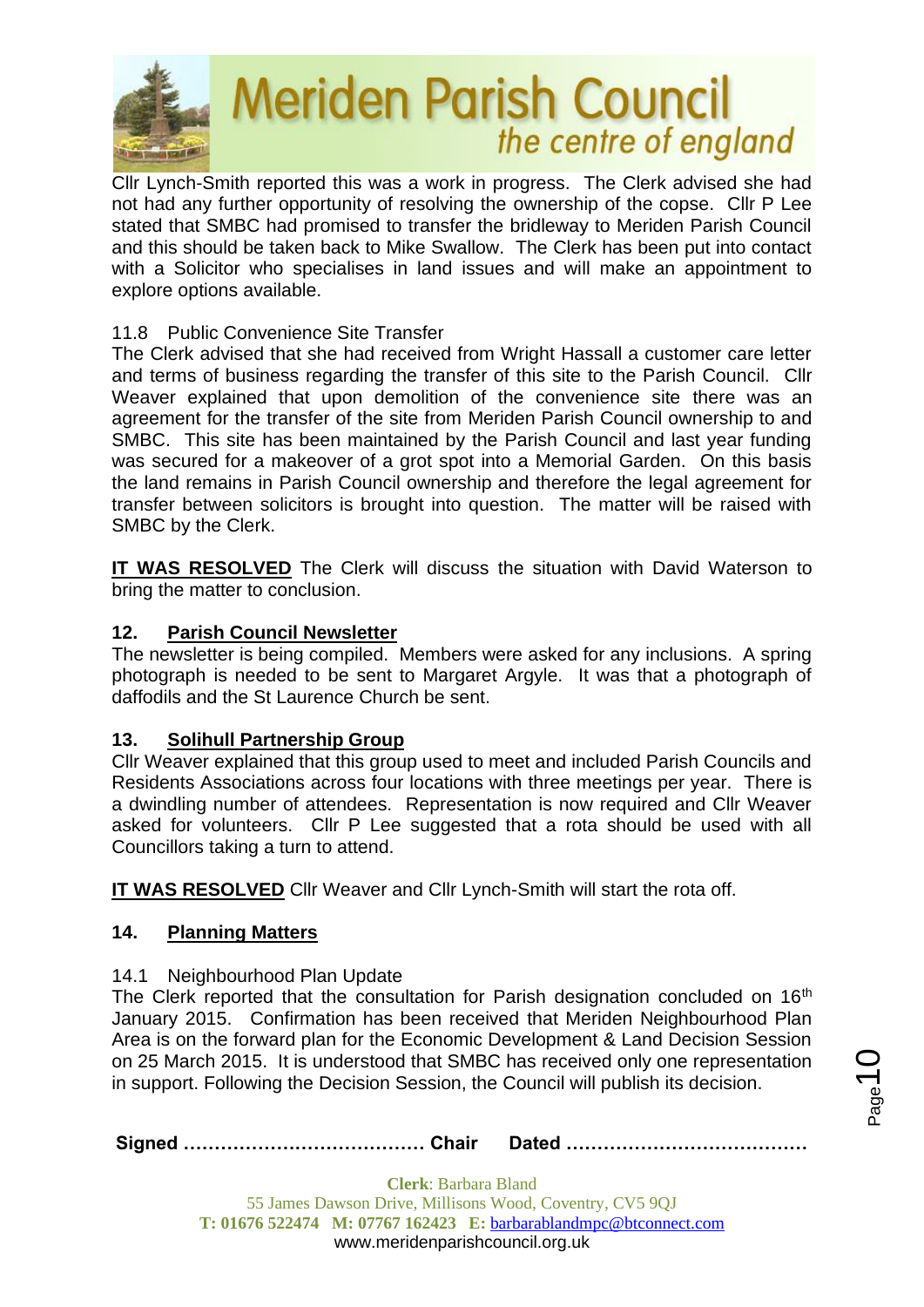Cllr Lynch-Smith reported this was a work in progress. The Clerk advised she had not had any further opportunity of resolving the ownership of the copse. Cllr P Lee stated that SMBC had promised to transfer the bridleway to Meriden Parish Council and this should be taken back to Mike Swallow. The Clerk has been put into contact with a Solicitor who specialises in land issues and will make an appointment to explore options available.

11.8 Public Convenience Site Transfer

The Clerk advised that she had received from Wright Hassall a customer care letter and terms of business regarding the transfer of this site to the Parish Council. Cllr Weaver explained that upon demolition of the convenience site there was an agreement for the transfer of the site from Meriden Parish Council ownership to and SMBC. This site has been maintained by the Parish Council and last year funding was secured for a makeover of a grot spot into a Memorial Garden. On this basis the land remains in Parish Council ownership and therefore the legal agreement for transfer between solicitors is brought into question. The matter will be raised with SMBC by the Clerk.

**IT WAS RESOLVED** The Clerk will discuss the situation with David Waterson to bring the matter to conclusion.

## 12. Parish Council Newsletter

The newsletter is being compiled. Members were asked for any inclusions. A spring photograph is needed to be sent to Margaret Argyle. It was that a photograph of daffodils and the St Laurence Church be sent.

## 13. Solihull Partnership Group

Cllr Weaver explained that this group used to meet and included Parish Councils and Residents Associations across four locations with three meetings per year. There is a dwindling number of attendees. Representation is now required and Cllr Weaver asked for volunteers. Cllr P Lee suggested that a rota should be used with all Councillors taking a turn to attend.

**IT WAS RESOLVED** Cllr Weaver and Cllr Lynch-Smith will start the rota off.

## 14. Planning Matters

14.1 Neighbourhood Plan Update

The Clerk reported that the consultation for Parish designation concluded on 16th January 2015. Confirmation has been received that Meriden Neighbourhood Plan Area is on the forward plan for the Economic Development & Land Decision Session on 25 March 2015. It is understood that SMBC has received only one representation in support. Following the Decision Session, the Council will publish its decision.

**Signed ………………………………… Chair Dated …………………………………**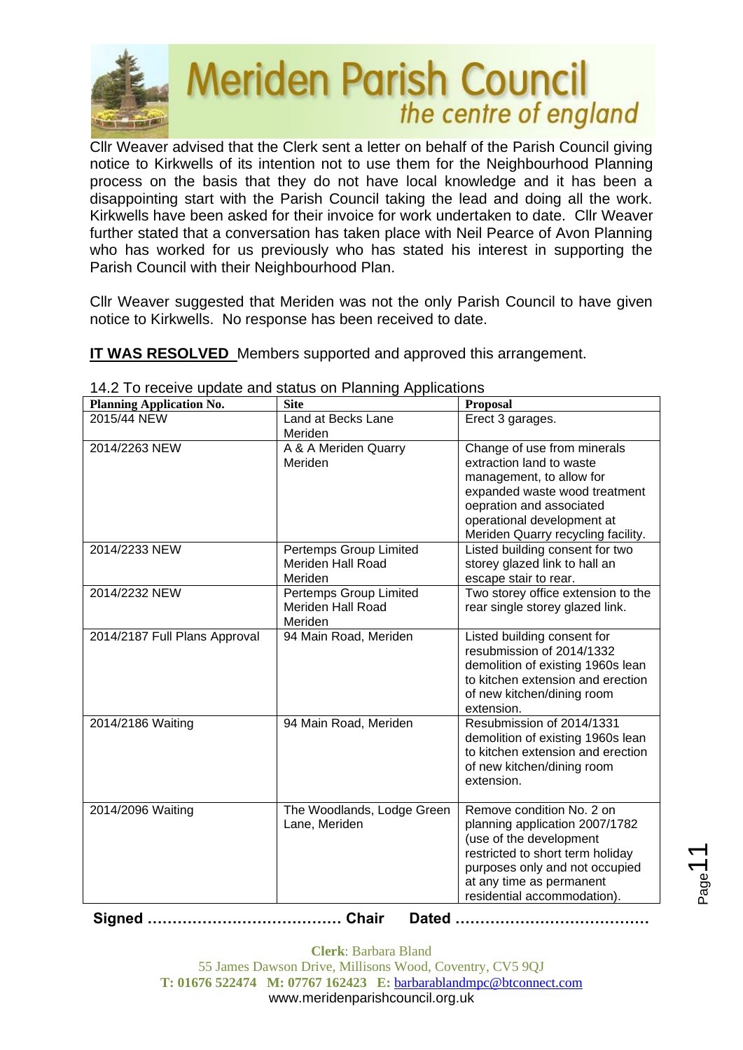Cllr Weaver advised that the Clerk sent a letter on behalf of the Parish Council giving notice to Kirkwells of its intention not to use them for the Neighbourhood Planning process on the basis that they do not have local knowledge and it has been a disappointing start with the Parish Council taking the lead and doing all the work. Kirkwells have been asked for their invoice for work undertaken to date. Cllr Weaver further stated that a conversation has taken place with Neil Pearce of Avon Planning who has worked for us previously who has stated his interest in supporting the Parish Council with their Neighbourhood Plan.

Cllr Weaver suggested that Meriden was not the only Parish Council to have given notice to Kirkwells. No response has been received to date.

**IT WAS RESOLVED** Members supported and approved this arrangement.

14.2 To receive update and status on Planning Applications

| Planning Application No. | Site | Proposal |
|---|---|---|
| 2015/44 NEW | Land at Becks Lane Meriden | Erect 3 garages. |
| 2014/2263 NEW | A & A Meriden Quarry Meriden | Change of use from minerals extraction land to waste management, to allow for expanded waste wood treatment oepration and associated operational development at Meriden Quarry recycling facility. |
| 2014/2233 NEW | Pertemps Group Limited Meriden Hall Road Meriden | Listed building consent for two storey glazed link to hall an escape stair to rear. |
| 2014/2232 NEW | Pertemps Group Limited Meriden Hall Road Meriden | Two storey office extension to the rear single storey glazed link. |
| 2014/2187 Full Plans Approval | 94 Main Road, Meriden | Listed building consent for resubmission of 2014/1332 demolition of existing 1960s lean to kitchen extension and erection of new kitchen/dining room extension. |
| 2014/2186 Waiting | 94 Main Road, Meriden | Resubmission of 2014/1331 demolition of existing 1960s lean to kitchen extension and erection of new kitchen/dining room extension. |
| 2014/2096 Waiting | The Woodlands, Lodge Green Lane, Meriden | Remove condition No. 2 on planning application 2007/1782 (use of the development restricted to short term holiday purposes only and not occupied at any time as permanent residential accommodation). |

**Signed ………………………………… Chair Dated …………………………………**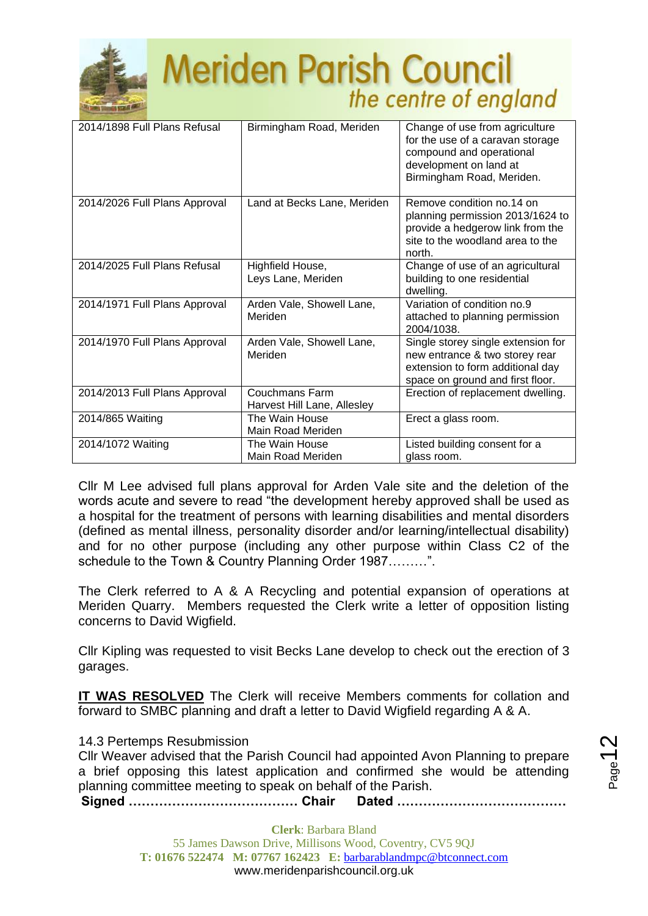| 2014/1898 Full Plans Refusal | Birmingham Road, Meriden | Change of use from agriculture for the use of a caravan storage compound and operational development on land at Birmingham Road, Meriden. |
|---|---|---|
| 2014/2026 Full Plans Approval | Land at Becks Lane, Meriden | Remove condition no.14 on planning permission 2013/1624 to provide a hedgerow link from the site to the woodland area to the north. |
| 2014/2025 Full Plans Refusal | Highfield House, Leys Lane, Meriden | Change of use of an agricultural building to one residential dwelling. |
| 2014/1971 Full Plans Approval | Arden Vale, Showell Lane, Meriden | Variation of condition no.9 attached to planning permission 2004/1038. |
| 2014/1970 Full Plans Approval | Arden Vale, Showell Lane, Meriden | Single storey single extension for new entrance & two storey rear extension to form additional day space on ground and first floor. |
| 2014/2013 Full Plans Approval | Couchmans Farm Harvest Hill Lane, Allesley | Erection of replacement dwelling. |
| 2014/865 Waiting | The Wain House Main Road Meriden | Erect a glass room. |
| 2014/1072 Waiting | The Wain House Main Road Meriden | Listed building consent for a glass room. |

Cllr M Lee advised full plans approval for Arden Vale site and the deletion of the words acute and severe to read "the development hereby approved shall be used as a hospital for the treatment of persons with learning disabilities and mental disorders (defined as mental illness, personality disorder and/or learning/intellectual disability) and for no other purpose (including any other purpose within Class C2 of the schedule to the Town & Country Planning Order 1987………".

The Clerk referred to A & A Recycling and potential expansion of operations at Meriden Quarry. Members requested the Clerk write a letter of opposition listing concerns to David Wigfield.

Cllr Kipling was requested to visit Becks Lane develop to check out the erection of 3 garages.

**IT WAS RESOLVED** The Clerk will receive Members comments for collation and forward to SMBC planning and draft a letter to David Wigfield regarding A & A.

14.3 Pertemps Resubmission
Cllr Weaver advised that the Parish Council had appointed Avon Planning to prepare a brief opposing this latest application and confirmed she would be attending planning committee meeting to speak on behalf of the Parish.

**Signed ………………………………… Chair Dated …………………………………**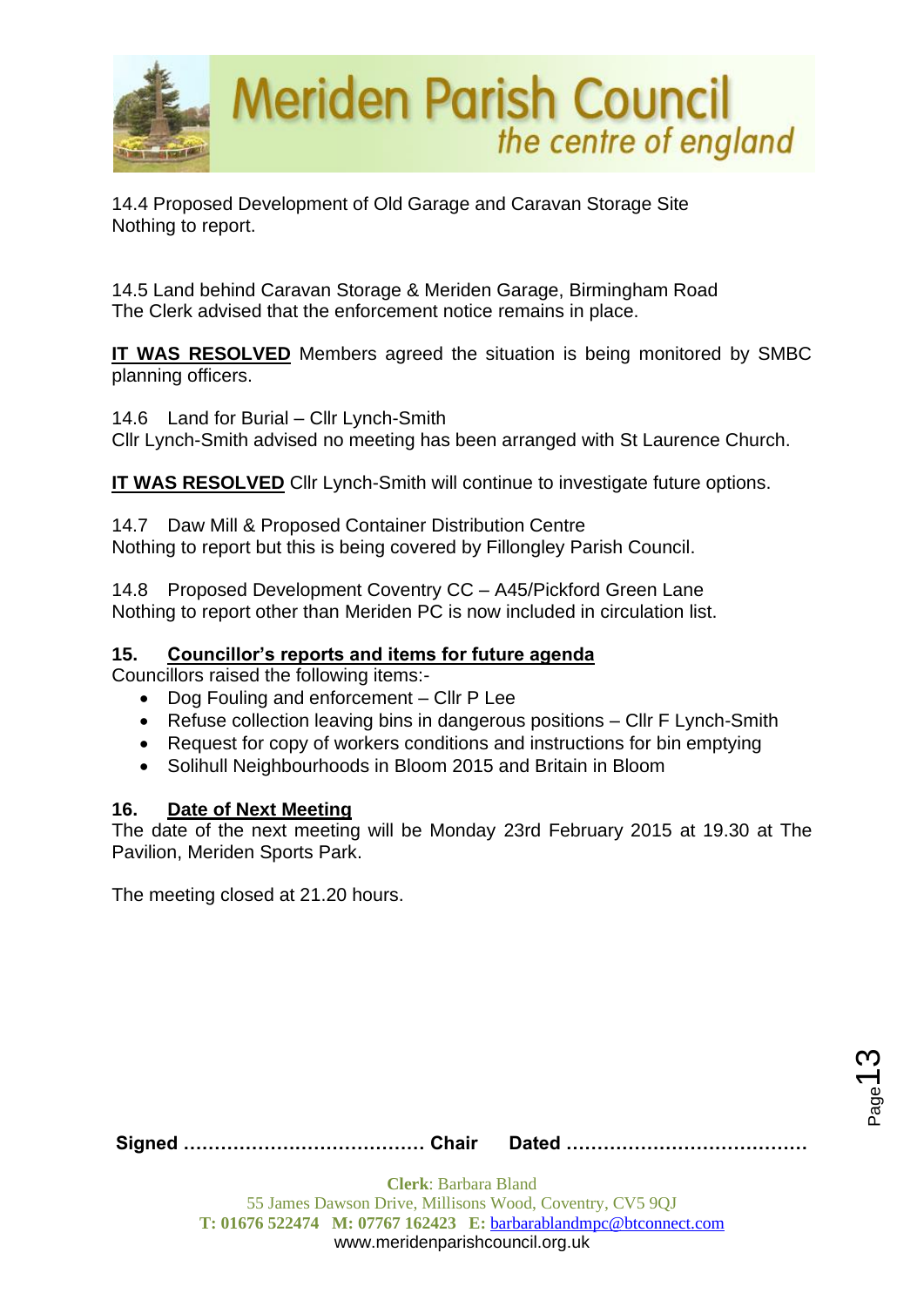14.4 Proposed Development of Old Garage and Caravan Storage Site
Nothing to report.

14.5 Land behind Caravan Storage & Meriden Garage, Birmingham Road
The Clerk advised that the enforcement notice remains in place.

**IT WAS RESOLVED** Members agreed the situation is being monitored by SMBC planning officers.

14.6 Land for Burial – Cllr Lynch-Smith
Cllr Lynch-Smith advised no meeting has been arranged with St Laurence Church.

**IT WAS RESOLVED** Cllr Lynch-Smith will continue to investigate future options.

14.7 Daw Mill & Proposed Container Distribution Centre
Nothing to report but this is being covered by Fillongley Parish Council.

14.8 Proposed Development Coventry CC – A45/Pickford Green Lane
Nothing to report other than Meriden PC is now included in circulation list.

## 15. Councillor's reports and items for future agenda

Councillors raised the following items:-

- Dog Fouling and enforcement – Cllr P Lee
- Refuse collection leaving bins in dangerous positions – Cllr F Lynch-Smith
- Request for copy of workers conditions and instructions for bin emptying
- Solihull Neighbourhoods in Bloom 2015 and Britain in Bloom

## 16. Date of Next Meeting

The date of the next meeting will be Monday 23rd February 2015 at 19.30 at The Pavilion, Meriden Sports Park.

The meeting closed at 21.20 hours.

**Signed ………………………………… Chair Dated …………………………………**